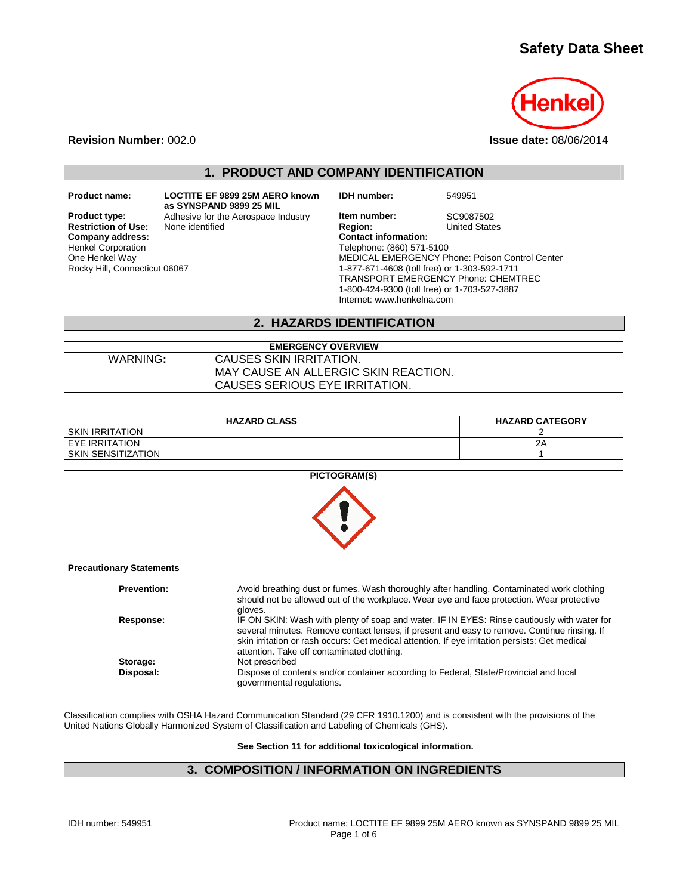# Safety Data Sheet

**Revision Number:** 002.0

**Issue date:** 08/06/2014

## 1. PRODUCT AND COMPANY IDENTIFICATION

**Product name:** **LOCTITE EF 9899 25M AERO known as SYNSPAND 9899 25 MIL**

**Product type:** Adhesive for the Aerospace Industry

**Restriction of Use:** None identified

**Company address:**
Henkel Corporation
One Henkel Way
Rocky Hill, Connecticut 06067

**IDH number:** 549951

**Item number:** SC9087502

**Region:** United States

**Contact information:**
Telephone: (860) 571-5100
MEDICAL EMERGENCY Phone: Poison Control Center
1-877-671-4608 (toll free) or 1-303-592-1711
TRANSPORT EMERGENCY Phone: CHEMTREC
1-800-424-9300 (toll free) or 1-703-527-3887
Internet: www.henkelna.com

## 2. HAZARDS IDENTIFICATION

| EMERGENCY OVERVIEW | |
|---|---|
| WARNING: | CAUSES SKIN IRRITATION.<br>MAY CAUSE AN ALLERGIC SKIN REACTION.<br>CAUSES SERIOUS EYE IRRITATION. |

| HAZARD CLASS | HAZARD CATEGORY |
|---|---|
| SKIN IRRITATION | 2 |
| EYE IRRITATION | 2A |
| SKIN SENSITIZATION | 1 |

**PICTOGRAM(S)**

**Precautionary Statements**

**Prevention:** Avoid breathing dust or fumes. Wash thoroughly after handling. Contaminated work clothing should not be allowed out of the workplace. Wear eye and face protection. Wear protective gloves.

**Response:** IF ON SKIN: Wash with plenty of soap and water. IF IN EYES: Rinse cautiously with water for several minutes. Remove contact lenses, if present and easy to remove. Continue rinsing. If skin irritation or rash occurs: Get medical attention. If eye irritation persists: Get medical attention. Take off contaminated clothing.

**Storage:** Not prescribed

**Disposal:** Dispose of contents and/or container according to Federal, State/Provincial and local governmental regulations.

Classification complies with OSHA Hazard Communication Standard (29 CFR 1910.1200) and is consistent with the provisions of the United Nations Globally Harmonized System of Classification and Labeling of Chemicals (GHS).

**See Section 11 for additional toxicological information.**

## 3. COMPOSITION / INFORMATION ON INGREDIENTS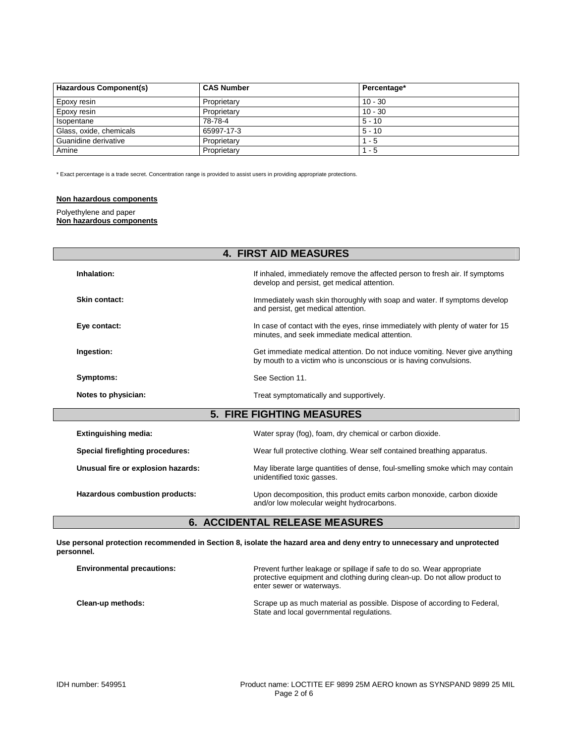| Hazardous Component(s) | CAS Number | Percentage* |
| --- | --- | --- |
| Epoxy resin | Proprietary | 10 - 30 |
| Epoxy resin | Proprietary | 10 - 30 |
| Isopentane | 78-78-4 | 5 - 10 |
| Glass, oxide, chemicals | 65997-17-3 | 5 - 10 |
| Guanidine derivative | Proprietary | 1 - 5 |
| Amine | Proprietary | 1 - 5 |

* Exact percentage is a trade secret. Concentration range is provided to assist users in providing appropriate protections.

**Non hazardous components**

Polyethylene and paper

**Non hazardous components**

## 4. FIRST AID MEASURES

**Inhalation:** If inhaled, immediately remove the affected person to fresh air. If symptoms develop and persist, get medical attention.

**Skin contact:** Immediately wash skin thoroughly with soap and water. If symptoms develop and persist, get medical attention.

**Eye contact:** In case of contact with the eyes, rinse immediately with plenty of water for 15 minutes, and seek immediate medical attention.

**Ingestion:** Get immediate medical attention. Do not induce vomiting. Never give anything by mouth to a victim who is unconscious or is having convulsions.

**Symptoms:** See Section 11.

**Notes to physician:** Treat symptomatically and supportively.

## 5. FIRE FIGHTING MEASURES

**Extinguishing media:** Water spray (fog), foam, dry chemical or carbon dioxide.

**Special firefighting procedures:** Wear full protective clothing. Wear self contained breathing apparatus.

**Unusual fire or explosion hazards:** May liberate large quantities of dense, foul-smelling smoke which may contain unidentified toxic gasses.

**Hazardous combustion products:** Upon decomposition, this product emits carbon monoxide, carbon dioxide and/or low molecular weight hydrocarbons.

## 6. ACCIDENTAL RELEASE MEASURES

**Use personal protection recommended in Section 8, isolate the hazard area and deny entry to unnecessary and unprotected personnel.**

**Environmental precautions:** Prevent further leakage or spillage if safe to do so. Wear appropriate protective equipment and clothing during clean-up. Do not allow product to enter sewer or waterways.

**Clean-up methods:** Scrape up as much material as possible. Dispose of according to Federal, State and local governmental regulations.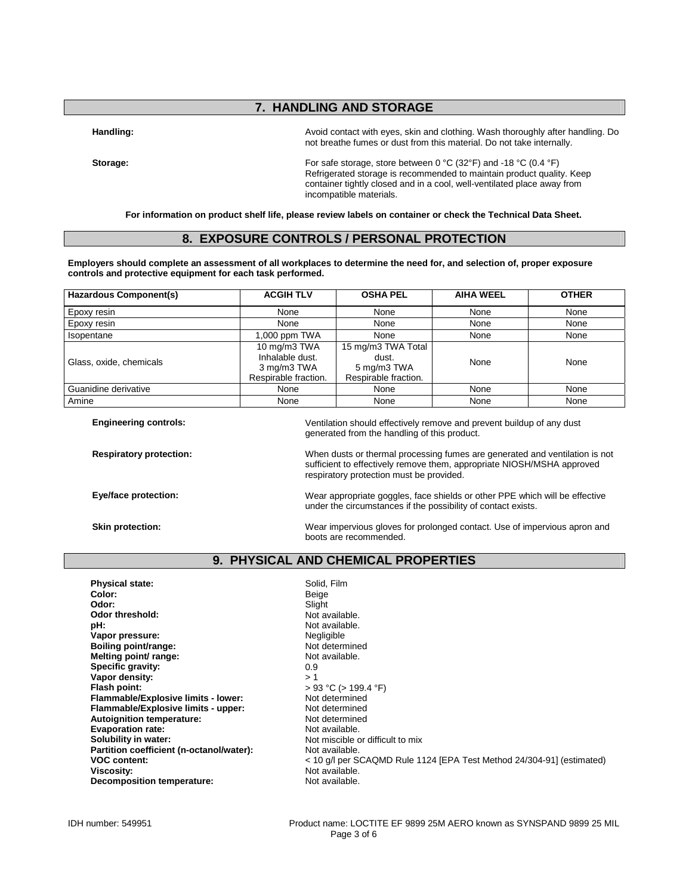## 7. HANDLING AND STORAGE

**Handling:** Avoid contact with eyes, skin and clothing. Wash thoroughly after handling. Do not breathe fumes or dust from this material. Do not take internally.

**Storage:** For safe storage, store between 0 °C (32°F) and -18 °C (0.4 °F) Refrigerated storage is recommended to maintain product quality. Keep container tightly closed and in a cool, well-ventilated place away from incompatible materials.

**For information on product shelf life, please review labels on container or check the Technical Data Sheet.**

## 8. EXPOSURE CONTROLS / PERSONAL PROTECTION

**Employers should complete an assessment of all workplaces to determine the need for, and selection of, proper exposure controls and protective equipment for each task performed.**

| Hazardous Component(s) | ACGIH TLV | OSHA PEL | AIHA WEEL | OTHER |
|---|---|---|---|---|
| Epoxy resin | None | None | None | None |
| Epoxy resin | None | None | None | None |
| Isopentane | 1,000 ppm TWA | None | None | None |
| Glass, oxide, chemicals | 10 mg/m3 TWA Inhalable dust. 3 mg/m3 TWA Respirable fraction. | 15 mg/m3 TWA Total dust. 5 mg/m3 TWA Respirable fraction. | None | None |
| Guanidine derivative | None | None | None | None |
| Amine | None | None | None | None |

**Engineering controls:** Ventilation should effectively remove and prevent buildup of any dust generated from the handling of this product.

**Respiratory protection:** When dusts or thermal processing fumes are generated and ventilation is not sufficient to effectively remove them, appropriate NIOSH/MSHA approved respiratory protection must be provided.

**Eye/face protection:** Wear appropriate goggles, face shields or other PPE which will be effective under the circumstances if the possibility of contact exists.

**Skin protection:** Wear impervious gloves for prolonged contact. Use of impervious apron and boots are recommended.

## 9. PHYSICAL AND CHEMICAL PROPERTIES

**Physical state:** Solid, Film
**Color:** Beige
**Odor:** Slight
**Odor threshold:** Not available.
**pH:** Not available.
**Vapor pressure:** Negligible
**Boiling point/range:** Not determined
**Melting point/ range:** Not available.
**Specific gravity:** 0.9
**Vapor density:** > 1
**Flash point:** > 93 °C (> 199.4 °F)
**Flammable/Explosive limits - lower:** Not determined
**Flammable/Explosive limits - upper:** Not determined
**Autoignition temperature:** Not determined
**Evaporation rate:** Not available.
**Solubility in water:** Not miscible or difficult to mix
**Partition coefficient (n-octanol/water):** Not available.
**VOC content:** < 10 g/l per SCAQMD Rule 1124 [EPA Test Method 24/304-91] (estimated)
**Viscosity:** Not available.
**Decomposition temperature:** Not available.

IDH number: 549951 Product name: LOCTITE EF 9899 25M AERO known as SYNSPAND 9899 25 MIL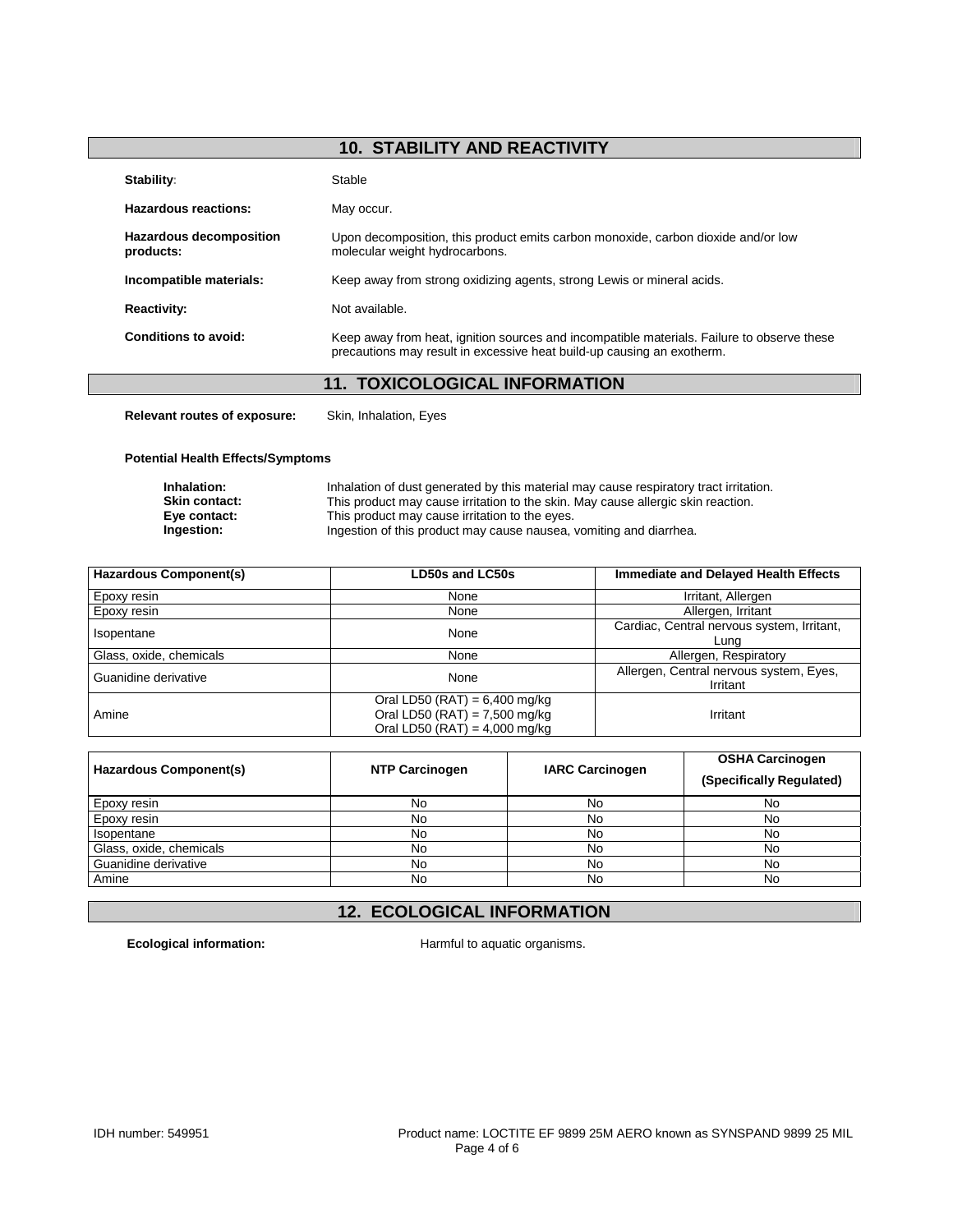## 10. STABILITY AND REACTIVITY

**Stability:** Stable

**Hazardous reactions:** May occur.

**Hazardous decomposition products:** Upon decomposition, this product emits carbon monoxide, carbon dioxide and/or low molecular weight hydrocarbons.

**Incompatible materials:** Keep away from strong oxidizing agents, strong Lewis or mineral acids.

**Reactivity:** Not available.

**Conditions to avoid:** Keep away from heat, ignition sources and incompatible materials. Failure to observe these precautions may result in excessive heat build-up causing an exotherm.

## 11. TOXICOLOGICAL INFORMATION

**Relevant routes of exposure:** Skin, Inhalation, Eyes

**Potential Health Effects/Symptoms**

**Inhalation:** Inhalation of dust generated by this material may cause respiratory tract irritation.
**Skin contact:** This product may cause irritation to the skin. May cause allergic skin reaction.
**Eye contact:** This product may cause irritation to the eyes.
**Ingestion:** Ingestion of this product may cause nausea, vomiting and diarrhea.

| Hazardous Component(s) | LD50s and LC50s | Immediate and Delayed Health Effects |
|---|---|---|
| Epoxy resin | None | Irritant, Allergen |
| Epoxy resin | None | Allergen, Irritant |
| Isopentane | None | Cardiac, Central nervous system, Irritant, Lung |
| Glass, oxide, chemicals | None | Allergen, Respiratory |
| Guanidine derivative | None | Allergen, Central nervous system, Eyes, Irritant |
| Amine | Oral LD50 (RAT) = 6,400 mg/kg<br>Oral LD50 (RAT) = 7,500 mg/kg<br>Oral LD50 (RAT) = 4,000 mg/kg | Irritant |

| Hazardous Component(s) | NTP Carcinogen | IARC Carcinogen | OSHA Carcinogen (Specifically Regulated) |
|---|---|---|---|
| Epoxy resin | No | No | No |
| Epoxy resin | No | No | No |
| Isopentane | No | No | No |
| Glass, oxide, chemicals | No | No | No |
| Guanidine derivative | No | No | No |
| Amine | No | No | No |

## 12. ECOLOGICAL INFORMATION

**Ecological information:** Harmful to aquatic organisms.

IDH number: 549951 Product name: LOCTITE EF 9899 25M AERO known as SYNSPAND 9899 25 MIL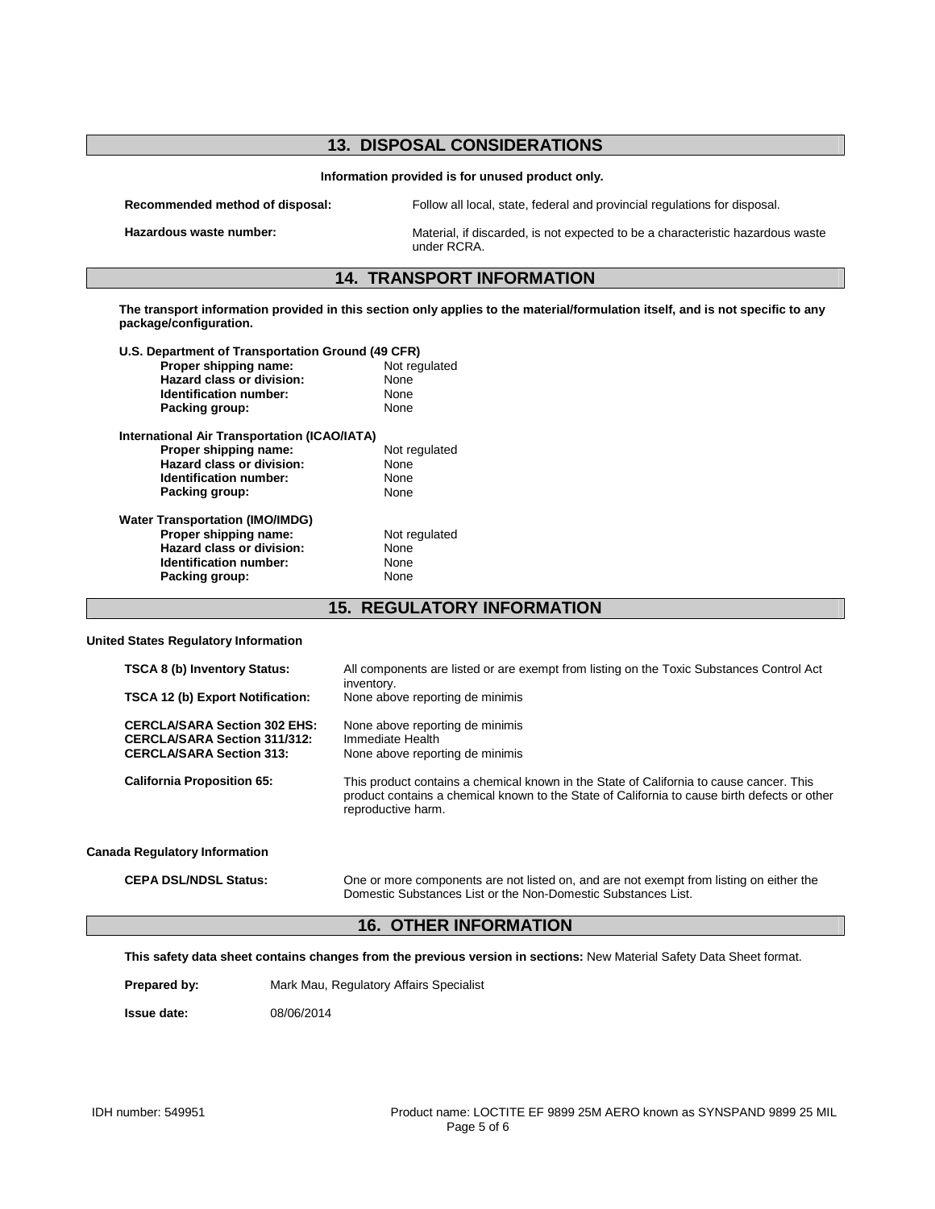## 13. DISPOSAL CONSIDERATIONS

**Information provided is for unused product only.**

**Recommended method of disposal:** Follow all local, state, federal and provincial regulations for disposal.

**Hazardous waste number:** Material, if discarded, is not expected to be a characteristic hazardous waste under RCRA.

## 14. TRANSPORT INFORMATION

**The transport information provided in this section only applies to the material/formulation itself, and is not specific to any package/configuration.**

**U.S. Department of Transportation Ground (49 CFR)**

| | |
|---|---|
| **Proper shipping name:** | Not regulated |
| **Hazard class or division:** | None |
| **Identification number:** | None |
| **Packing group:** | None |

**International Air Transportation (ICAO/IATA)**

| | |
|---|---|
| **Proper shipping name:** | Not regulated |
| **Hazard class or division:** | None |
| **Identification number:** | None |
| **Packing group:** | None |

**Water Transportation (IMO/IMDG)**

| | |
|---|---|
| **Proper shipping name:** | Not regulated |
| **Hazard class or division:** | None |
| **Identification number:** | None |
| **Packing group:** | None |

## 15. REGULATORY INFORMATION

**United States Regulatory Information**

**TSCA 8 (b) Inventory Status:** All components are listed or are exempt from listing on the Toxic Substances Control Act inventory.

**TSCA 12 (b) Export Notification:** None above reporting de minimis

**CERCLA/SARA Section 302 EHS:** None above reporting de minimis

**CERCLA/SARA Section 311/312:** Immediate Health

**CERCLA/SARA Section 313:** None above reporting de minimis

**California Proposition 65:** This product contains a chemical known in the State of California to cause cancer. This product contains a chemical known to the State of California to cause birth defects or other reproductive harm.

**Canada Regulatory Information**

**CEPA DSL/NDSL Status:** One or more components are not listed on, and are not exempt from listing on either the Domestic Substances List or the Non-Domestic Substances List.

## 16. OTHER INFORMATION

**This safety data sheet contains changes from the previous version in sections:** New Material Safety Data Sheet format.

**Prepared by:** Mark Mau, Regulatory Affairs Specialist

**Issue date:** 08/06/2014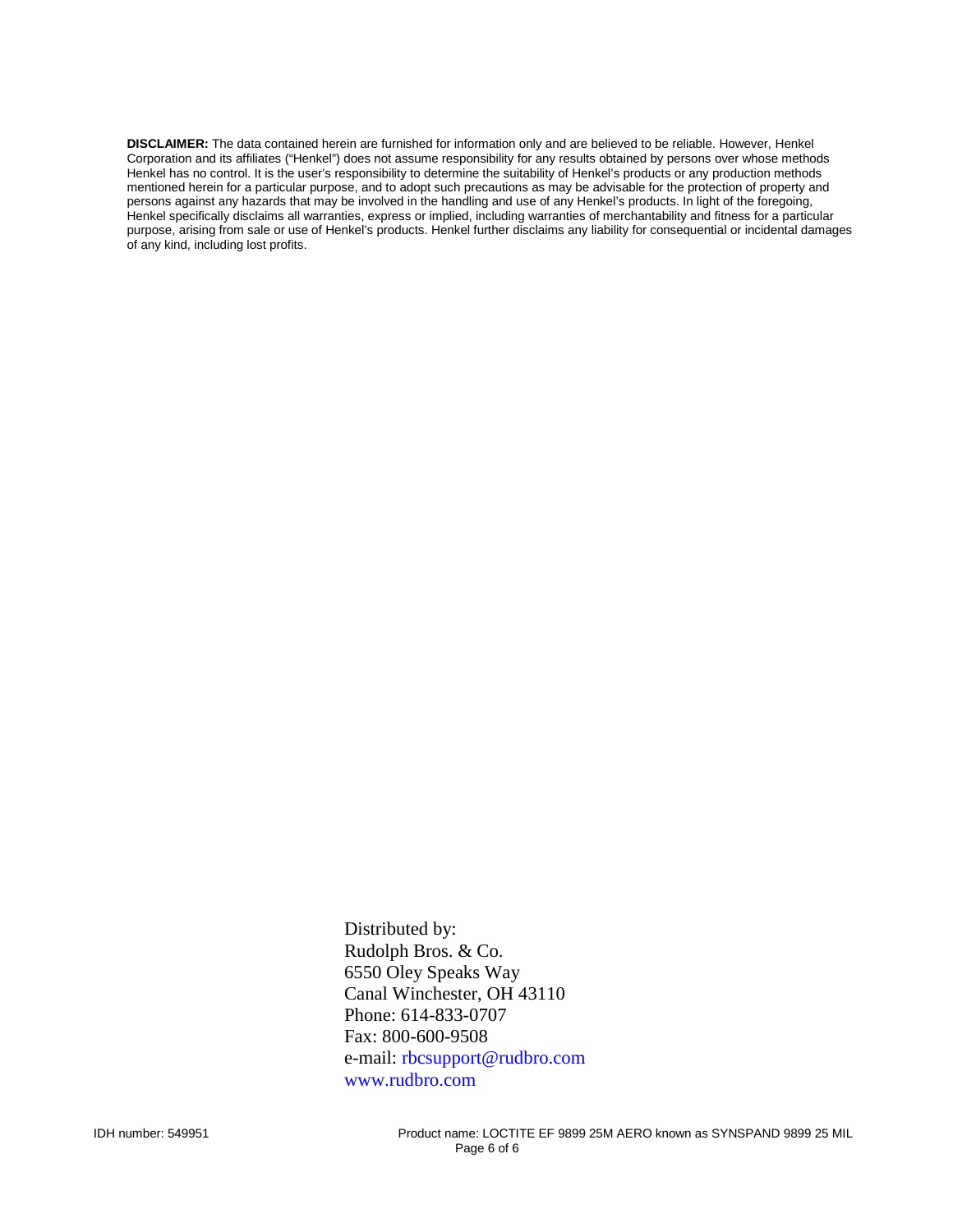**DISCLAIMER:** The data contained herein are furnished for information only and are believed to be reliable. However, Henkel Corporation and its affiliates ("Henkel") does not assume responsibility for any results obtained by persons over whose methods Henkel has no control. It is the user's responsibility to determine the suitability of Henkel's products or any production methods mentioned herein for a particular purpose, and to adopt such precautions as may be advisable for the protection of property and persons against any hazards that may be involved in the handling and use of any Henkel's products. In light of the foregoing, Henkel specifically disclaims all warranties, express or implied, including warranties of merchantability and fitness for a particular purpose, arising from sale or use of Henkel's products. Henkel further disclaims any liability for consequential or incidental damages of any kind, including lost profits.

Distributed by:
Rudolph Bros. & Co.
6550 Oley Speaks Way
Canal Winchester, OH 43110
Phone: 614-833-0707
Fax: 800-600-9508
e-mail: rbcsupport@rudbro.com
www.rudbro.com